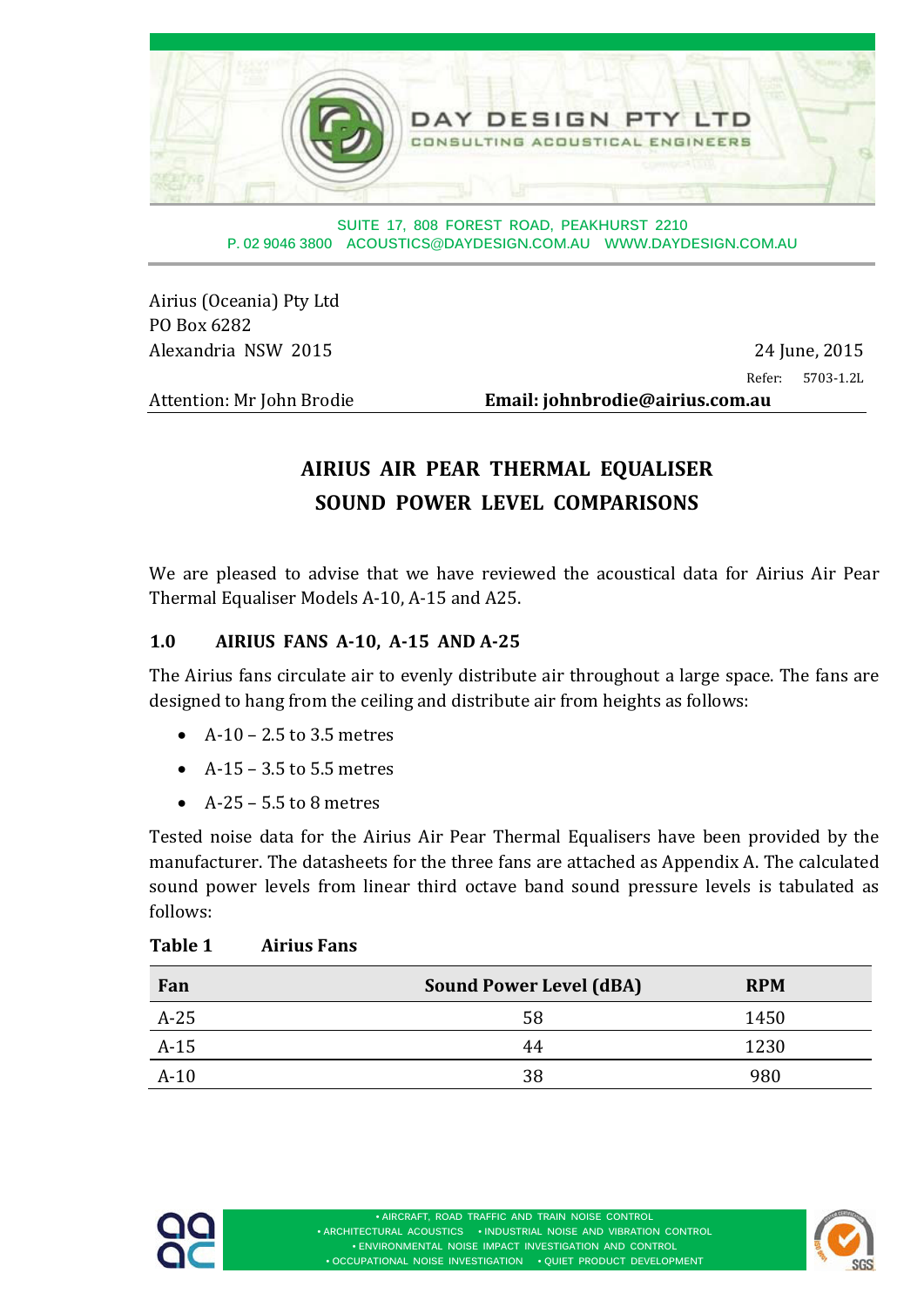DAY DESIGN PTY LTD
CONSULTING ACOUSTICAL ENGINEERS

SUITE 17, 808 FOREST ROAD, PEAKHURST 2210
P. 02 9046 3800 ACOUSTICS@DAYDESIGN.COM.AU WWW.DAYDESIGN.COM.AU

Airius (Oceania) Pty Ltd
PO Box 6282
Alexandria NSW 2015

24 June, 2015

Refer: 5703-1.2L

Attention: Mr John Brodie **Email: johnbrodie@airius.com.au**

# AIRIUS AIR PEAR THERMAL EQUALISER SOUND POWER LEVEL COMPARISONS

We are pleased to advise that we have reviewed the acoustical data for Airius Air Pear Thermal Equaliser Models A-10, A-15 and A25.

## 1.0 AIRIUS FANS A-10, A-15 AND A-25

The Airius fans circulate air to evenly distribute air throughout a large space. The fans are designed to hang from the ceiling and distribute air from heights as follows:

- A-10 – 2.5 to 3.5 metres
- A-15 – 3.5 to 5.5 metres
- A-25 – 5.5 to 8 metres

Tested noise data for the Airius Air Pear Thermal Equalisers have been provided by the manufacturer. The datasheets for the three fans are attached as Appendix A. The calculated sound power levels from linear third octave band sound pressure levels is tabulated as follows:

**Table 1 Airius Fans**

| Fan | Sound Power Level (dBA) | RPM |
|---|---|---|
| A-25 | 58 | 1450 |
| A-15 | 44 | 1230 |
| A-10 | 38 | 980 |

• AIRCRAFT, ROAD TRAFFIC AND TRAIN NOISE CONTROL
• ARCHITECTURAL ACOUSTICS • INDUSTRIAL NOISE AND VIBRATION CONTROL
• ENVIRONMENTAL NOISE IMPACT INVESTIGATION AND CONTROL
• OCCUPATIONAL NOISE INVESTIGATION • QUIET PRODUCT DEVELOPMENT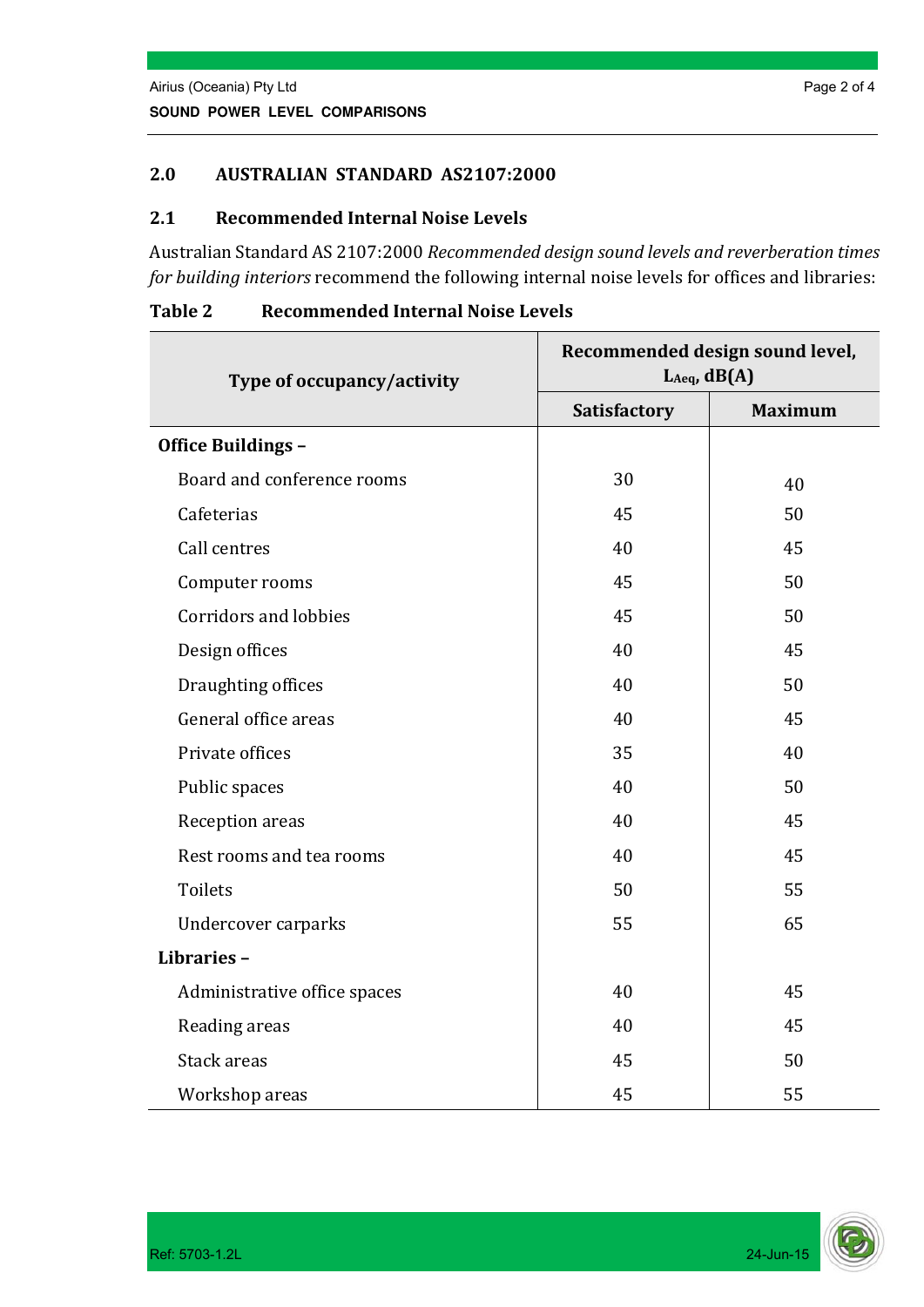## 2.0 AUSTRALIAN STANDARD AS2107:2000

### 2.1 Recommended Internal Noise Levels

Australian Standard AS 2107:2000 *Recommended design sound levels and reverberation times for building interiors* recommend the following internal noise levels for offices and libraries:

**Table 2 Recommended Internal Noise Levels**

| Type of occupancy/activity | Recommended design sound level, $L_{Aeq}$, dB(A) | |
|---|---|---|
| | Satisfactory | Maximum |
| **Office Buildings –** | | |
| Board and conference rooms | 30 | 40 |
| Cafeterias | 45 | 50 |
| Call centres | 40 | 45 |
| Computer rooms | 45 | 50 |
| Corridors and lobbies | 45 | 50 |
| Design offices | 40 | 45 |
| Draughting offices | 40 | 50 |
| General office areas | 40 | 45 |
| Private offices | 35 | 40 |
| Public spaces | 40 | 50 |
| Reception areas | 40 | 45 |
| Rest rooms and tea rooms | 40 | 45 |
| Toilets | 50 | 55 |
| Undercover carparks | 55 | 65 |
| **Libraries –** | | |
| Administrative office spaces | 40 | 45 |
| Reading areas | 40 | 45 |
| Stack areas | 45 | 50 |
| Workshop areas | 45 | 55 |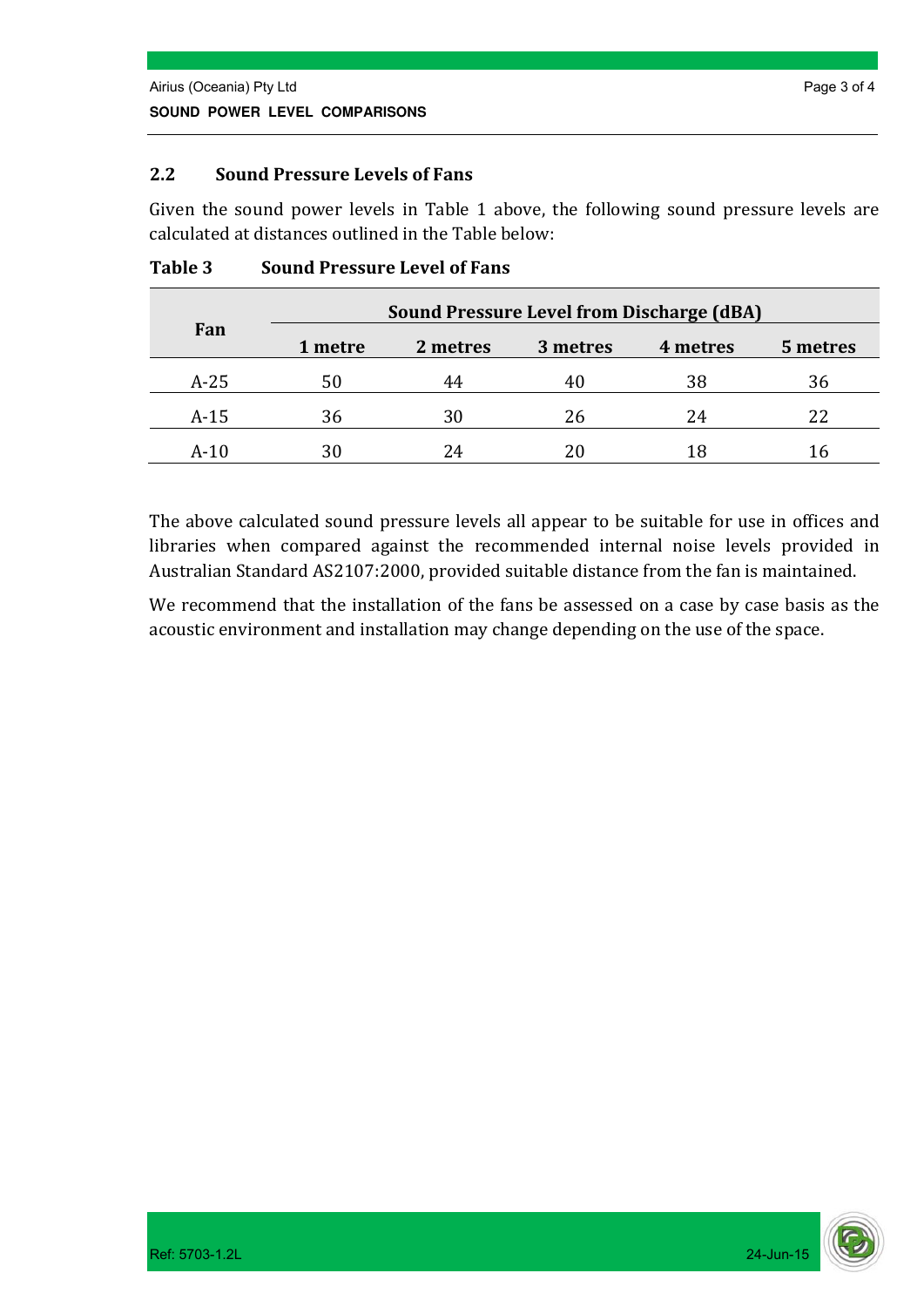## 2.2 Sound Pressure Levels of Fans

Given the sound power levels in Table 1 above, the following sound pressure levels are calculated at distances outlined in the Table below:

**Table 3 Sound Pressure Level of Fans**

| Fan | Sound Pressure Level from Discharge (dBA) | | | | |
|---|---|---|---|---|---|
| | 1 metre | 2 metres | 3 metres | 4 metres | 5 metres |
| A-25 | 50 | 44 | 40 | 38 | 36 |
| A-15 | 36 | 30 | 26 | 24 | 22 |
| A-10 | 30 | 24 | 20 | 18 | 16 |

The above calculated sound pressure levels all appear to be suitable for use in offices and libraries when compared against the recommended internal noise levels provided in Australian Standard AS2107:2000, provided suitable distance from the fan is maintained.

We recommend that the installation of the fans be assessed on a case by case basis as the acoustic environment and installation may change depending on the use of the space.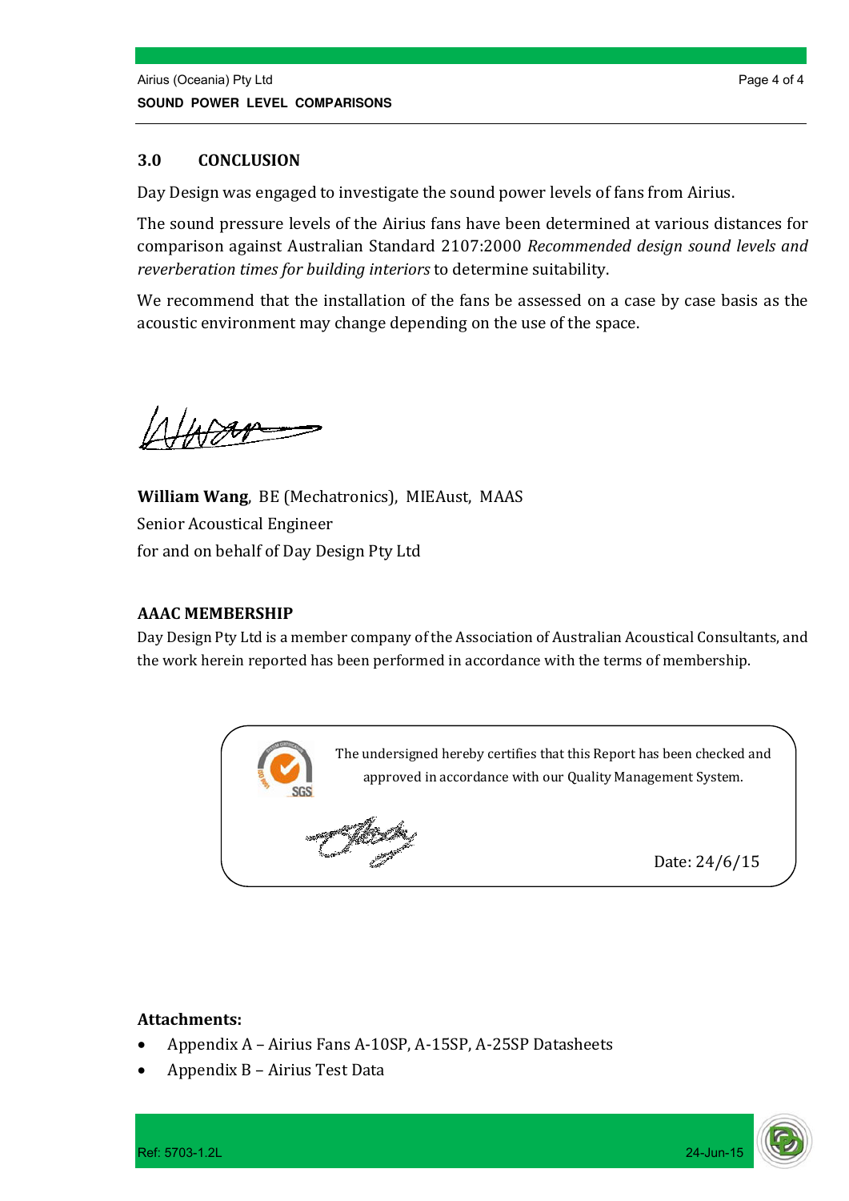## 3.0 CONCLUSION

Day Design was engaged to investigate the sound power levels of fans from Airius.

The sound pressure levels of the Airius fans have been determined at various distances for comparison against Australian Standard 2107:2000 *Recommended design sound levels and reverberation times for building interiors* to determine suitability.

We recommend that the installation of the fans be assessed on a case by case basis as the acoustic environment may change depending on the use of the space.

**William Wang**, BE (Mechatronics), MIEAust, MAAS
Senior Acoustical Engineer
for and on behalf of Day Design Pty Ltd

**AAAC MEMBERSHIP**

Day Design Pty Ltd is a member company of the Association of Australian Acoustical Consultants, and the work herein reported has been performed in accordance with the terms of membership.

The undersigned hereby certifies that this Report has been checked and approved in accordance with our Quality Management System.

Date: 24/6/15

**Attachments:**

- Appendix A – Airius Fans A-10SP, A-15SP, A-25SP Datasheets
- Appendix B – Airius Test Data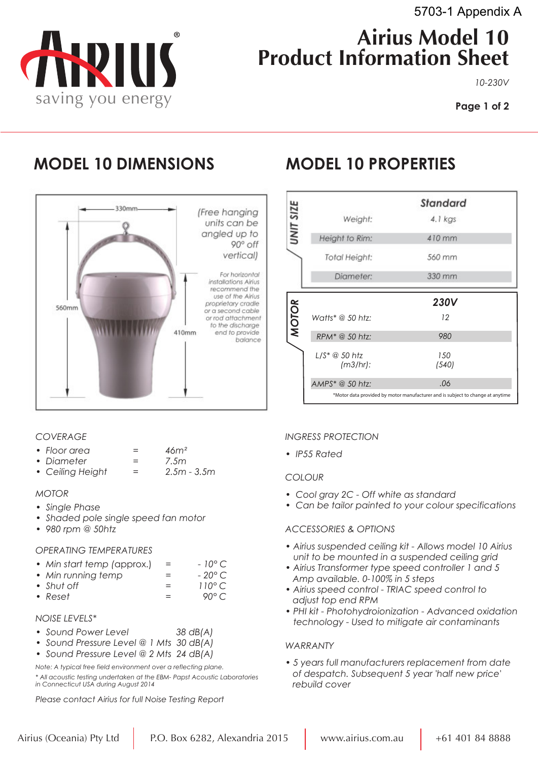5703-1 Appendix A

# Airius Model 10 Product Information Sheet

10-230V

Page 1 of 2

## MODEL 10 DIMENSIONS

330mm

560mm

410mm

(Free hanging units can be angled up to 90° off vertical)

For horizontal installations Airius recommend the use of the Airius proprietary cradle or a second cable or rod attachment to the discharge end to provide balance

## MODEL 10 PROPERTIES

| | | Standard |
|---|---|---|
| UNIT SIZE | Weight: | 4.1 kgs |
| | Height to Rim: | 410 mm |
| | Total Height: | 560 mm |
| | Diameter: | 330 mm |

| | | 230V |
|---|---|---|
| MOTOR | Watts* @ 50 htz: | 12 |
| | RPM* @ 50 htz: | 980 |
| | L/S* @ 50 htz (m3/hr): | 150 (540) |
| | AMPS* @ 50 htz: | .06 |

*Motor data provided by motor manufacturer and is subject to change at anytime

### COVERAGE

- Floor area = $46m^2$
- Diameter = 7.5m
- Ceiling Height = 2.5m - 3.5m

### MOTOR

- Single Phase
- Shaded pole single speed fan motor
- 980 rpm @ 50htz

### OPERATING TEMPERATURES

- Min start temp (approx.) = - 10° C
- Min running temp = - 20° C
- Shut off = 110° C
- Reset = 90° C

### NOISE LEVELS*

- Sound Power Level 38 dB(A)
- Sound Pressure Level @ 1 Mts 30 dB(A)
- Sound Pressure Level @ 2 Mts 24 dB(A)

Note: A typical free field environment over a reflecting plane.

* All acoustic testing undertaken at the EBM- Papst Acoustic Laboratories in Connecticut USA during August 2014

Please contact Airius for full Noise Testing Report

### INGRESS PROTECTION

- IP55 Rated

### COLOUR

- Cool gray 2C - Off white as standard
- Can be tailor painted to your colour specifications

### ACCESSORIES & OPTIONS

- Airius suspended ceiling kit - Allows model 10 Airius unit to be mounted in a suspended ceiling grid
- Airius Transformer type speed controller 1 and 5 Amp available. 0-100% in 5 steps
- Airius speed control - TRIAC speed control to adjust top end RPM
- PHI kit - Photohydroionization - Advanced oxidation technology - Used to mitigate air contaminants

### WARRANTY

- 5 years full manufacturers replacement from date of despatch. Subsequent 5 year 'half new price' rebuild cover

Airius (Oceania) Pty Ltd | P.O. Box 6282, Alexandria 2015 | www.airius.com.au | +61 401 84 8888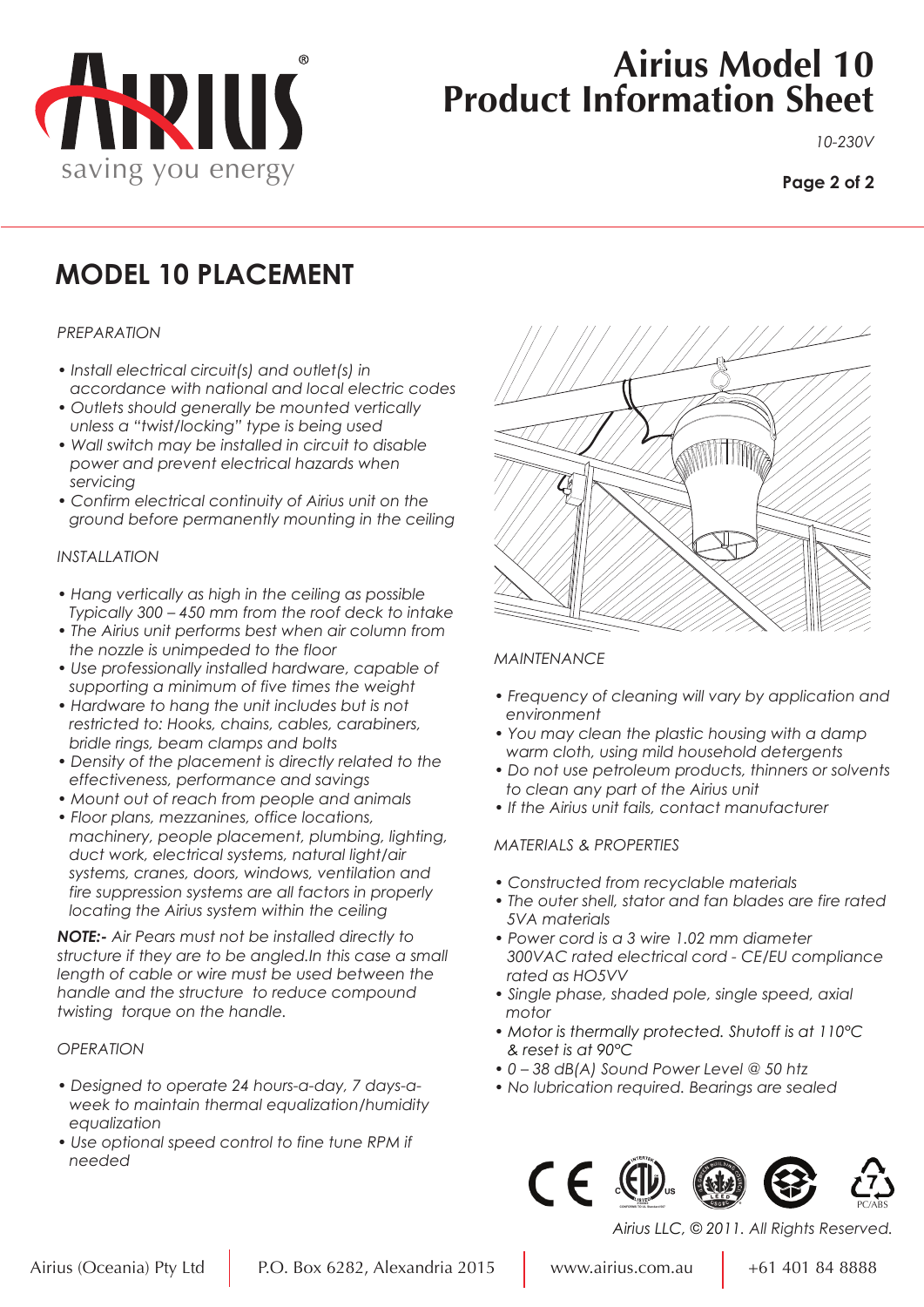# Airius Model 10 Product Information Sheet

*10-230V*

## MODEL 10 PLACEMENT

*PREPARATION*

- *Install electrical circuit(s) and outlet(s) in accordance with national and local electric codes*
- *Outlets should generally be mounted vertically unless a "twist/locking" type is being used*
- *Wall switch may be installed in circuit to disable power and prevent electrical hazards when servicing*
- *Confirm electrical continuity of Airius unit on the ground before permanently mounting in the ceiling*

*INSTALLATION*

- *Hang vertically as high in the ceiling as possible Typically 300 – 450 mm from the roof deck to intake*
- *The Airius unit performs best when air column from the nozzle is unimpeded to the floor*
- *Use professionally installed hardware, capable of supporting a minimum of five times the weight*
- *Hardware to hang the unit includes but is not restricted to: Hooks, chains, cables, carabiners, bridle rings, beam clamps and bolts*
- *Density of the placement is directly related to the effectiveness, performance and savings*
- *Mount out of reach from people and animals*
- *Floor plans, mezzanines, office locations, machinery, people placement, plumbing, lighting, duct work, electrical systems, natural light/air systems, cranes, doors, windows, ventilation and fire suppression systems are all factors in properly locating the Airius system within the ceiling*

***NOTE:-*** *Air Pears must not be installed directly to structure if they are to be angled.In this case a small length of cable or wire must be used between the handle and the structure to reduce compound twisting torque on the handle.*

*OPERATION*

- *Designed to operate 24 hours-a-day, 7 days-a-week to maintain thermal equalization/humidity equalization*
- *Use optional speed control to fine tune RPM if needed*

*MAINTENANCE*

- *Frequency of cleaning will vary by application and environment*
- *You may clean the plastic housing with a damp warm cloth, using mild household detergents*
- *Do not use petroleum products, thinners or solvents to clean any part of the Airius unit*
- *If the Airius unit fails, contact manufacturer*

*MATERIALS & PROPERTIES*

- *Constructed from recyclable materials*
- *The outer shell, stator and fan blades are fire rated 5VA materials*
- *Power cord is a 3 wire 1.02 mm diameter 300VAC rated electrical cord - CE/EU compliance rated as HO5VV*
- *Single phase, shaded pole, single speed, axial motor*
- *Motor is thermally protected. Shutoff is at 110°C & reset is at 90°C*
- *0 – 38 dB(A) Sound Power Level @ 50 htz*
- *No lubrication required. Bearings are sealed*

PC/ABS

*Airius LLC, © 2011. All Rights Reserved.*

Airius (Oceania) Pty Ltd | P.O. Box 6282, Alexandria 2015 | www.airius.com.au | +61 401 84 8888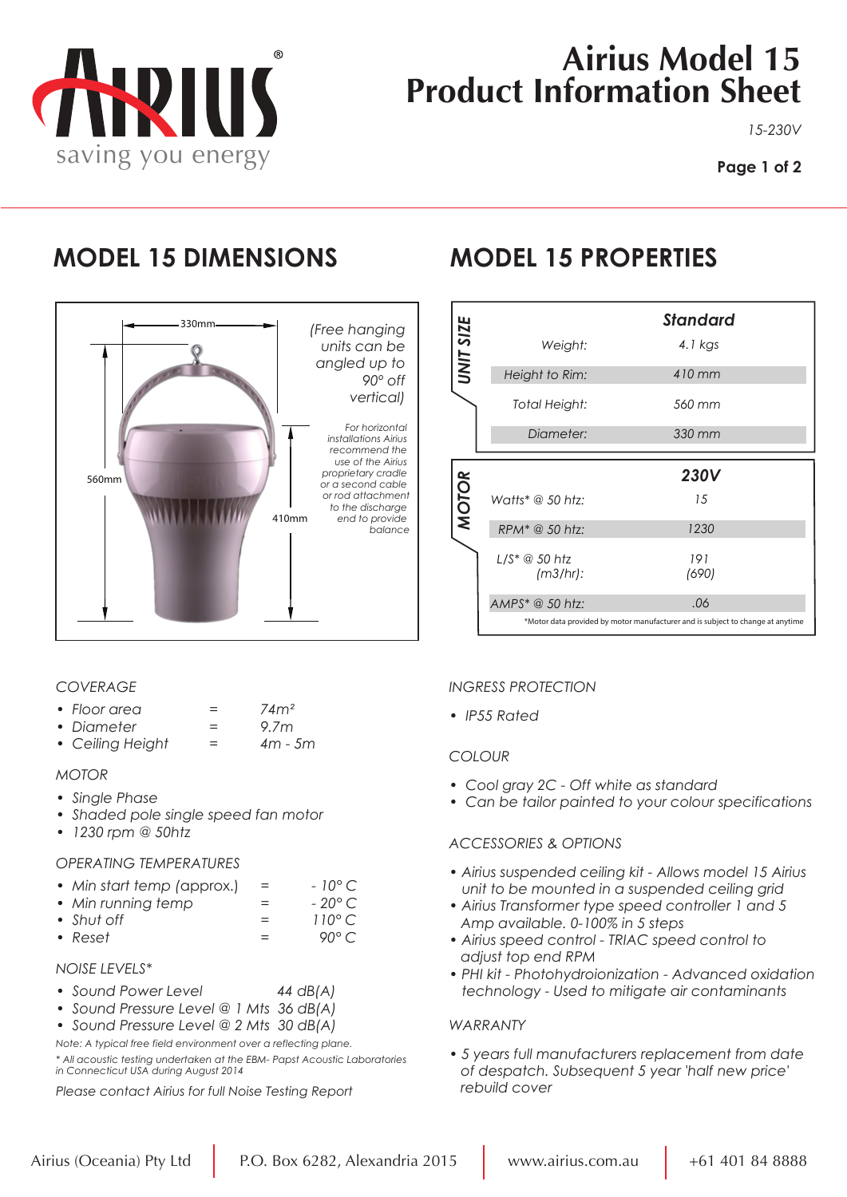# Airius Model 15 Product Information Sheet

15-230V

## MODEL 15 DIMENSIONS

330mm

560mm

410mm

(Free hanging units can be angled up to 90° off vertical)

For horizontal installations Airius recommend the use of the Airius proprietary cradle or a second cable or rod attachment to the discharge end to provide balance

## MODEL 15 PROPERTIES

| UNIT SIZE | | Standard |
|---|---|---|
| | Weight: | 4.1 kgs |
| | Height to Rim: | 410 mm |
| | Total Height: | 560 mm |
| | Diameter: | 330 mm |

| MOTOR | | 230V |
|---|---|---|
| | Watts* @ 50 htz: | 15 |
| | RPM* @ 50 htz: | 1230 |
| | L/S* @ 50 htz (m3/hr): | 191 (690) |
| | AMPS* @ 50 htz: | .06 |

*Motor data provided by motor manufacturer and is subject to change at anytime

### COVERAGE

- Floor area = 74m²
- Diameter = 9.7m
- Ceiling Height = 4m - 5m

### MOTOR

- Single Phase
- Shaded pole single speed fan motor
- 1230 rpm @ 50htz

### OPERATING TEMPERATURES

- Min start temp (approx.) = - 10° C
- Min running temp = - 20° C
- Shut off = 110° C
- Reset = 90° C

### NOISE LEVELS*

- Sound Power Level 44 dB(A)
- Sound Pressure Level @ 1 Mts 36 dB(A)
- Sound Pressure Level @ 2 Mts 30 dB(A)

Note: A typical free field environment over a reflecting plane.

* All acoustic testing undertaken at the EBM- Papst Acoustic Laboratories in Connecticut USA during August 2014

Please contact Airius for full Noise Testing Report

### INGRESS PROTECTION

- IP55 Rated

### COLOUR

- Cool gray 2C - Off white as standard
- Can be tailor painted to your colour specifications

### ACCESSORIES & OPTIONS

- Airius suspended ceiling kit - Allows model 15 Airius unit to be mounted in a suspended ceiling grid
- Airius Transformer type speed controller 1 and 5 Amp available. 0-100% in 5 steps
- Airius speed control - TRIAC speed control to adjust top end RPM
- PHI kit - Photohydroionization - Advanced oxidation technology - Used to mitigate air contaminants

### WARRANTY

- 5 years full manufacturers replacement from date of despatch. Subsequent 5 year 'half new price' rebuild cover

Airius (Oceania) Pty Ltd | P.O. Box 6282, Alexandria 2015 | www.airius.com.au | +61 401 84 8888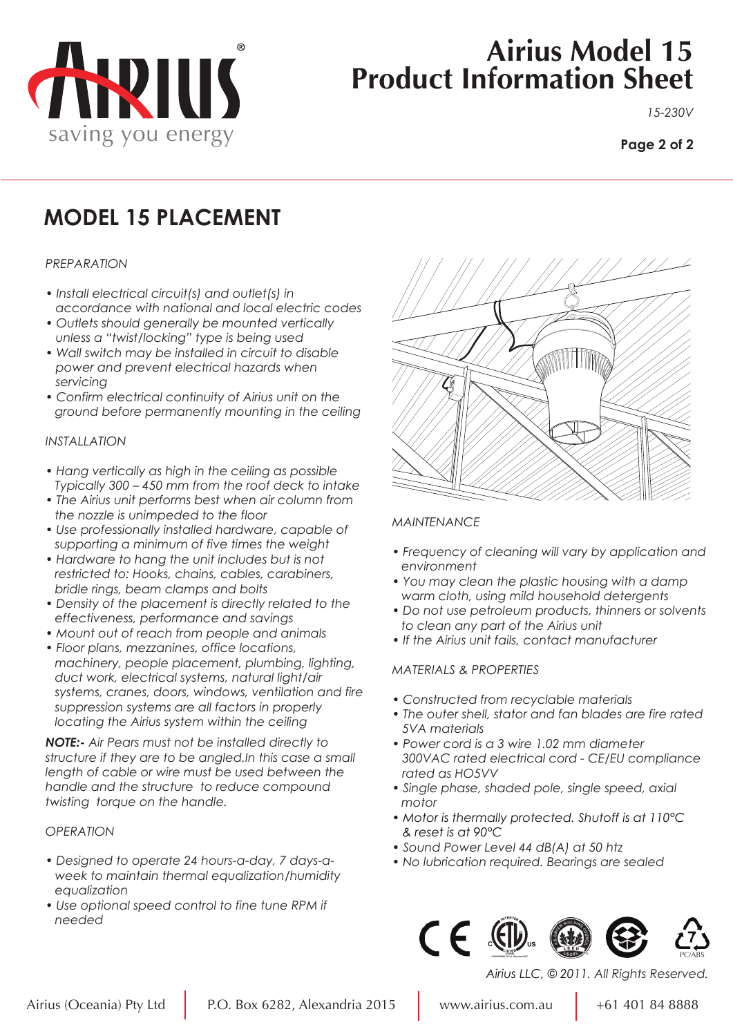# Airius Model 15
# Product Information Sheet

15-230V

## MODEL 15 PLACEMENT

*PREPARATION*

- *Install electrical circuit(s) and outlet(s) in accordance with national and local electric codes*
- *Outlets should generally be mounted vertically unless a "twist/locking" type is being used*
- *Wall switch may be installed in circuit to disable power and prevent electrical hazards when servicing*
- *Confirm electrical continuity of Airius unit on the ground before permanently mounting in the ceiling*

*INSTALLATION*

- *Hang vertically as high in the ceiling as possible Typically 300 – 450 mm from the roof deck to intake*
- *The Airius unit performs best when air column from the nozzle is unimpeded to the floor*
- *Use professionally installed hardware, capable of supporting a minimum of five times the weight*
- *Hardware to hang the unit includes but is not restricted to: Hooks, chains, cables, carabiners, bridle rings, beam clamps and bolts*
- *Density of the placement is directly related to the effectiveness, performance and savings*
- *Mount out of reach from people and animals*
- *Floor plans, mezzanines, office locations, machinery, people placement, plumbing, lighting, duct work, electrical systems, natural light/air systems, cranes, doors, windows, ventilation and fire suppression systems are all factors in properly locating the Airius system within the ceiling*

***NOTE:-*** *Air Pears must not be installed directly to structure if they are to be angled.In this case a small length of cable or wire must be used between the handle and the structure to reduce compound twisting torque on the handle.*

*OPERATION*

- *Designed to operate 24 hours-a-day, 7 days-a-week to maintain thermal equalization/humidity equalization*
- *Use optional speed control to fine tune RPM if needed*

*MAINTENANCE*

- *Frequency of cleaning will vary by application and environment*
- *You may clean the plastic housing with a damp warm cloth, using mild household detergents*
- *Do not use petroleum products, thinners or solvents to clean any part of the Airius unit*
- *If the Airius unit fails, contact manufacturer*

*MATERIALS & PROPERTIES*

- *Constructed from recyclable materials*
- *The outer shell, stator and fan blades are fire rated 5VA materials*
- *Power cord is a 3 wire 1.02 mm diameter 300VAC rated electrical cord - CE/EU compliance rated as HO5VV*
- *Single phase, shaded pole, single speed, axial motor*
- *Motor is thermally protected. Shutoff is at 110°C & reset is at 90°C*
- *Sound Power Level 44 dB(A) at 50 htz*
- *No lubrication required. Bearings are sealed*

PC/ABS

*Airius LLC, © 2011. All Rights Reserved.*

Airius (Oceania) Pty Ltd | P.O. Box 6282, Alexandria 2015 | www.airius.com.au | +61 401 84 8888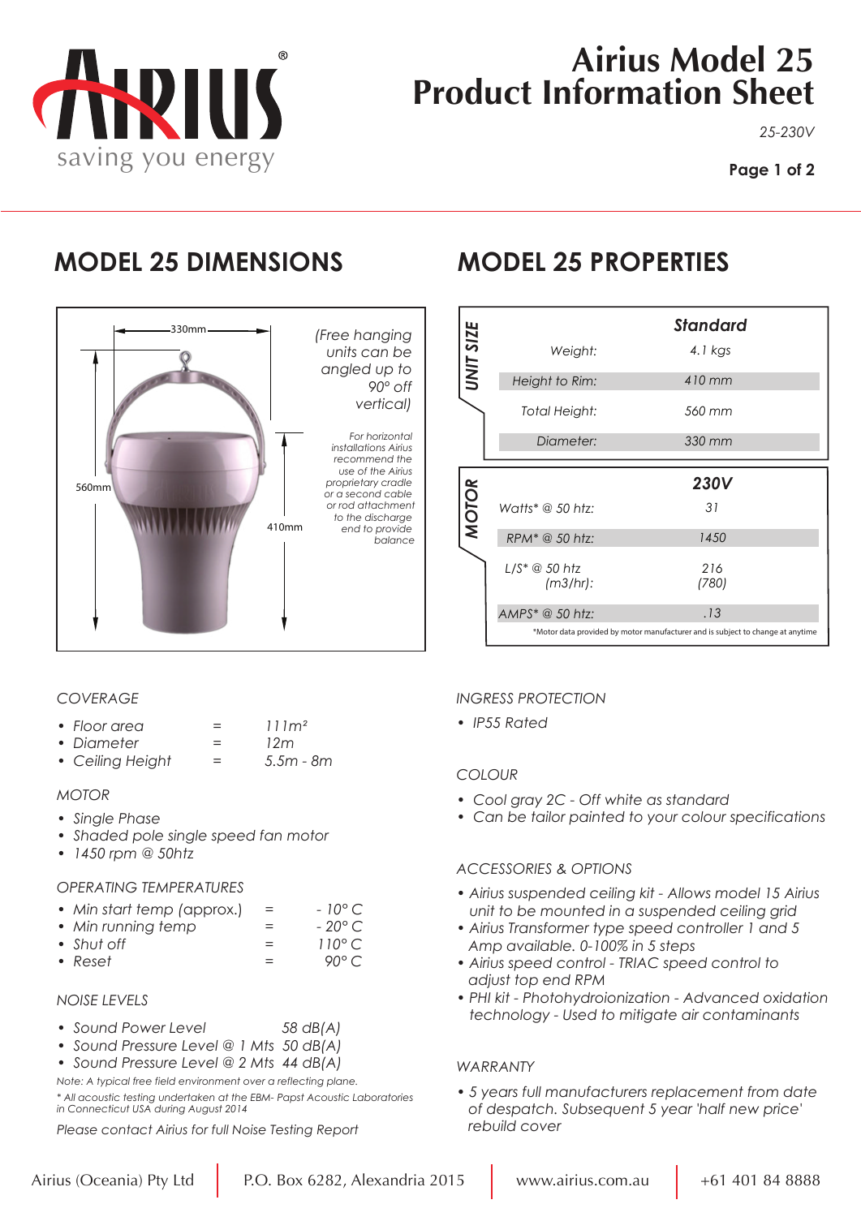# Airius Model 25 Product Information Sheet

*25-230V*

## MODEL 25 DIMENSIONS

330mm

560mm

410mm

*(Free hanging units can be angled up to 90° off vertical)*

*For horizontal installations Airius recommend the use of the Airius proprietary cradle or a second cable or rod attachment to the discharge end to provide balance*

## MODEL 25 PROPERTIES

| UNIT SIZE | | Standard |
|---|---|---|
| | Weight: | 4.1 kgs |
| | Height to Rim: | 410 mm |
| | Total Height: | 560 mm |
| | Diameter: | 330 mm |

| MOTOR | | 230V |
|---|---|---|
| | Watts* @ 50 htz: | 31 |
| | RPM* @ 50 htz: | 1450 |
| | L/S* @ 50 htz (m3/hr): | 216 (780) |
| | AMPS* @ 50 htz: | .13 |

*Motor data provided by motor manufacturer and is subject to change at anytime

*COVERAGE*

- *Floor area = 111m²*
- *Diameter = 12m*
- *Ceiling Height = 5.5m - 8m*

*MOTOR*

- *Single Phase*
- *Shaded pole single speed fan motor*
- *1450 rpm @ 50htz*

*OPERATING TEMPERATURES*

- *Min start temp (approx.) = - 10° C*
- *Min running temp = - 20° C*
- *Shut off = 110° C*
- *Reset = 90° C*

*NOISE LEVELS*

- *Sound Power Level 58 dB(A)*
- *Sound Pressure Level @ 1 Mts 50 dB(A)*
- *Sound Pressure Level @ 2 Mts 44 dB(A)*

*Note: A typical free field environment over a reflecting plane.*

** All acoustic testing undertaken at the EBM- Papst Acoustic Laboratories in Connecticut USA during August 2014*

*Please contact Airius for full Noise Testing Report*

*INGRESS PROTECTION*

- *IP55 Rated*

*COLOUR*

- *Cool gray 2C - Off white as standard*
- *Can be tailor painted to your colour specifications*

*ACCESSORIES & OPTIONS*

- *Airius suspended ceiling kit - Allows model 15 Airius unit to be mounted in a suspended ceiling grid*
- *Airius Transformer type speed controller 1 and 5 Amp available. 0-100% in 5 steps*
- *Airius speed control - TRIAC speed control to adjust top end RPM*
- *PHI kit - Photohydroionization - Advanced oxidation technology - Used to mitigate air contaminants*

*WARRANTY*

- *5 years full manufacturers replacement from date of despatch. Subsequent 5 year 'half new price' rebuild cover*

Airius (Oceania) Pty Ltd | P.O. Box 6282, Alexandria 2015 | www.airius.com.au | +61 401 84 8888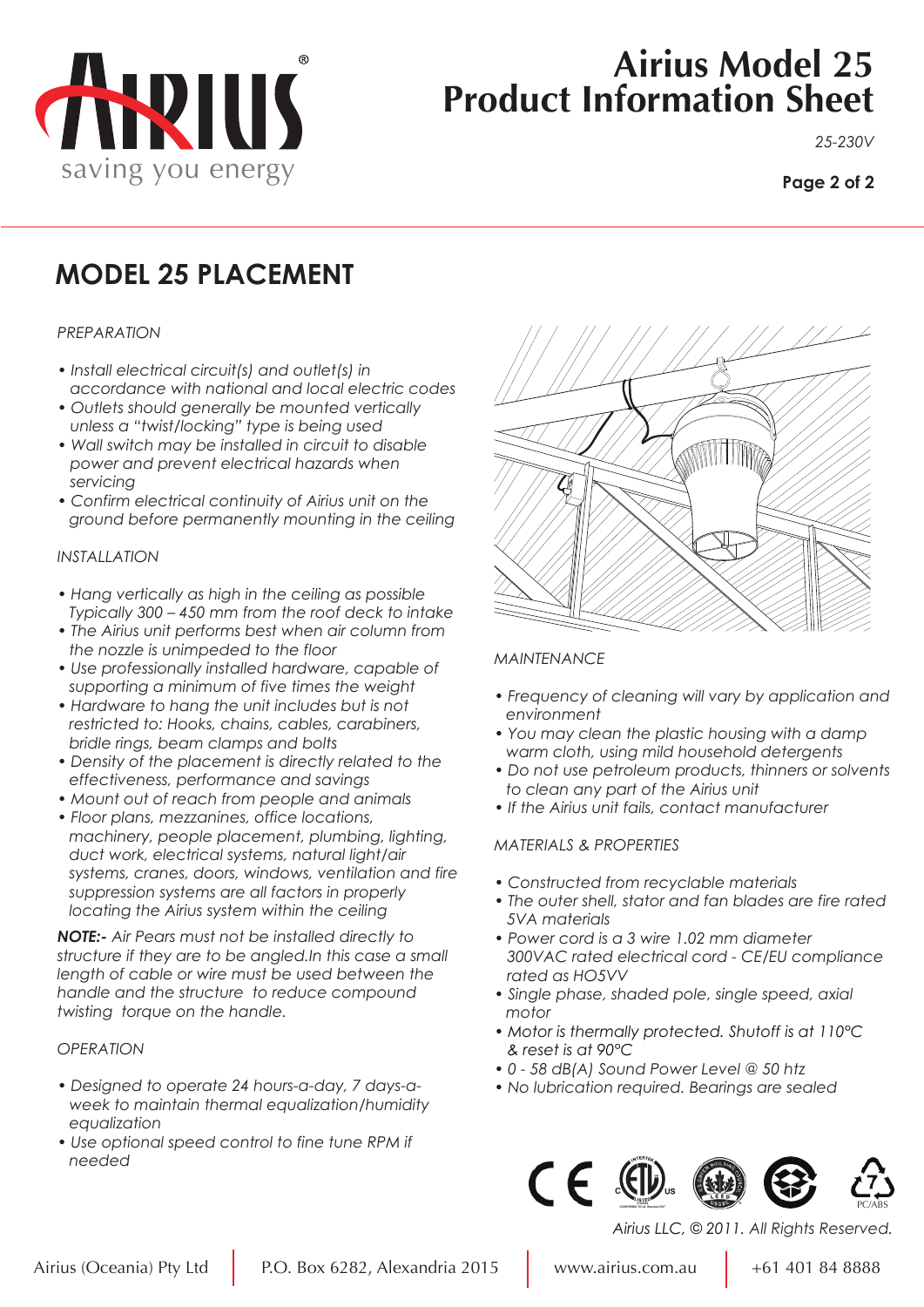# Airius Model 25 Product Information Sheet

*25-230V*

## MODEL 25 PLACEMENT

*PREPARATION*

- *Install electrical circuit(s) and outlet(s) in accordance with national and local electric codes*
- *Outlets should generally be mounted vertically unless a "twist/locking" type is being used*
- *Wall switch may be installed in circuit to disable power and prevent electrical hazards when servicing*
- *Confirm electrical continuity of Airius unit on the ground before permanently mounting in the ceiling*

*INSTALLATION*

- *Hang vertically as high in the ceiling as possible Typically 300 – 450 mm from the roof deck to intake*
- *The Airius unit performs best when air column from the nozzle is unimpeded to the floor*
- *Use professionally installed hardware, capable of supporting a minimum of five times the weight*
- *Hardware to hang the unit includes but is not restricted to: Hooks, chains, cables, carabiners, bridle rings, beam clamps and bolts*
- *Density of the placement is directly related to the effectiveness, performance and savings*
- *Mount out of reach from people and animals*
- *Floor plans, mezzanines, office locations, machinery, people placement, plumbing, lighting, duct work, electrical systems, natural light/air systems, cranes, doors, windows, ventilation and fire suppression systems are all factors in properly locating the Airius system within the ceiling*

***NOTE:-*** *Air Pears must not be installed directly to structure if they are to be angled.In this case a small length of cable or wire must be used between the handle and the structure to reduce compound twisting torque on the handle.*

*OPERATION*

- *Designed to operate 24 hours-a-day, 7 days-a-week to maintain thermal equalization/humidity equalization*
- *Use optional speed control to fine tune RPM if needed*

*MAINTENANCE*

- *Frequency of cleaning will vary by application and environment*
- *You may clean the plastic housing with a damp warm cloth, using mild household detergents*
- *Do not use petroleum products, thinners or solvents to clean any part of the Airius unit*
- *If the Airius unit fails, contact manufacturer*

*MATERIALS & PROPERTIES*

- *Constructed from recyclable materials*
- *The outer shell, stator and fan blades are fire rated 5VA materials*
- *Power cord is a 3 wire 1.02 mm diameter 300VAC rated electrical cord - CE/EU compliance rated as HO5VV*
- *Single phase, shaded pole, single speed, axial motor*
- *Motor is thermally protected. Shutoff is at 110°C & reset is at 90°C*
- *0 - 58 dB(A) Sound Power Level @ 50 htz*
- *No lubrication required. Bearings are sealed*

PC/ABS

*Airius LLC, © 2011. All Rights Reserved.*

Airius (Oceania) Pty Ltd | P.O. Box 6282, Alexandria 2015 | www.airius.com.au | +61 401 84 8888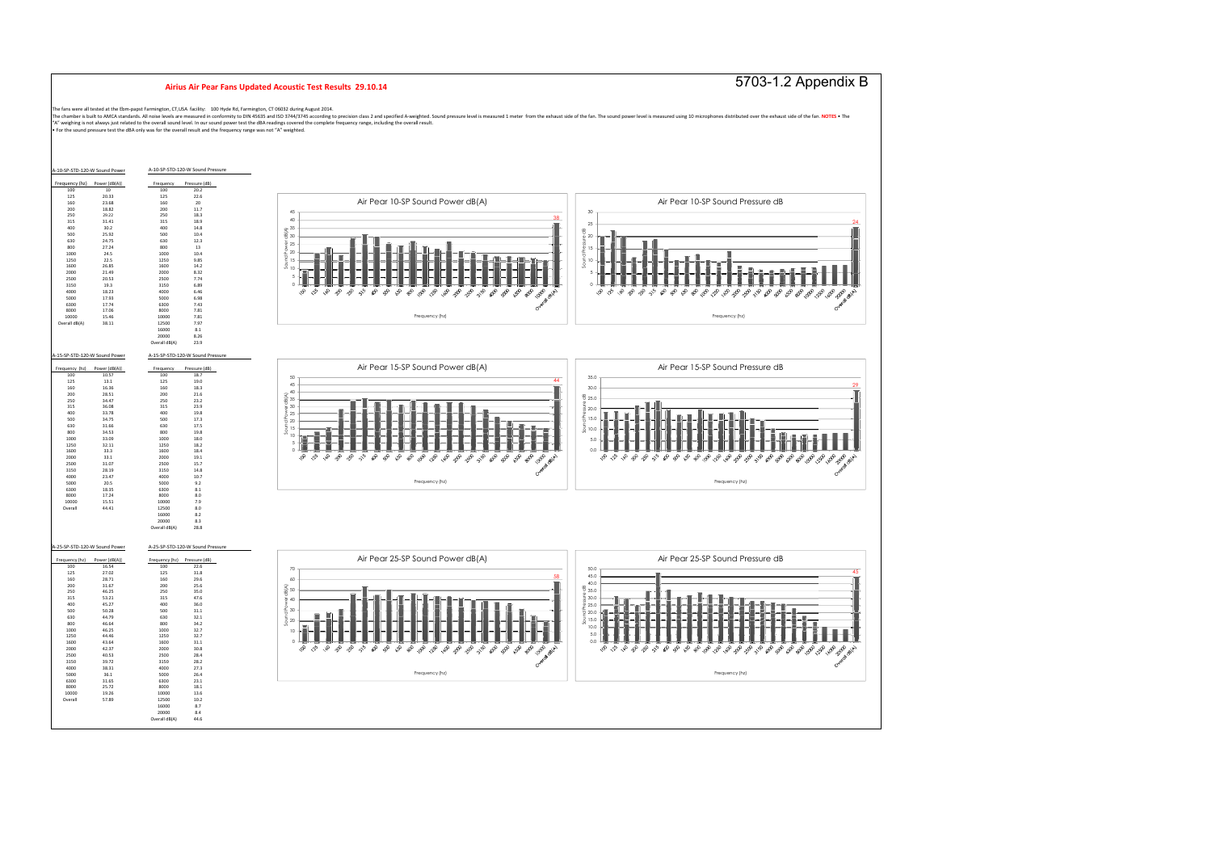# 5703-1.2 Appendix B

## Airius Air Pear Fans Updated Acoustic Test Results 29.10.14

The fans were all tested at the Ebm-papst Farmington, CT,USA facility: 100 Hyde Rd, Farmington, CT 06032 during August 2014.

The chamber is built to AMCA standards. All noise levels are measured in conformity to DIN 45635 and ISO 3744/3745 according to precision class 2 and specified A-weighted. Sound pressure level is measured 1 meter from the exhaust side of the fan. The sound power level is measured using 10 microphones distributed over the exhaust side of the fan. **NOTES** • The "A" weighing is not always just related to the overall sound level. In our sound power test the dBA readings covered the complete frequency range, including the overall result.

• For the sound pressure test the dBA only was for the overall result and the frequency range was not "A" weighted.

### A-10-SP-STD-120-W Sound Power

| Frequency (Hz) | Power (dB(A)) |
|---|---|
| 100 | 10 |
| 125 | 20.33 |
| 160 | 23.68 |
| 200 | 18.82 |
| 250 | 29.22 |
| 315 | 31.41 |
| 400 | 30.2 |
| 500 | 25.92 |
| 630 | 24.75 |
| 800 | 27.24 |
| 1000 | 24.5 |
| 1250 | 22.5 |
| 1600 | 26.85 |
| 2000 | 21.49 |
| 2500 | 20.53 |
| 3150 | 19.3 |
| 4000 | 18.23 |
| 5000 | 17.93 |
| 6300 | 17.74 |
| 8000 | 17.06 |
| 10000 | 15.46 |
| Overall dB(A) | 38.11 |

### A-10-SP-STD-120-W Sound Pressure

| Frequency | Pressure (dB) |
|---|---|
| 100 | 20.2 |
| 125 | 22.6 |
| 160 | 20 |
| 200 | 11.7 |
| 250 | 18.3 |
| 315 | 18.9 |
| 400 | 14.8 |
| 500 | 10.4 |
| 630 | 12.3 |
| 800 | 13 |
| 1000 | 10.4 |
| 1250 | 9.85 |
| 1600 | 14.2 |
| 2000 | 8.32 |
| 2500 | 7.74 |
| 3150 | 6.89 |
| 4000 | 6.46 |
| 5000 | 6.98 |
| 6300 | 7.43 |
| 8000 | 7.81 |
| 10000 | 7.81 |
| 12500 | 7.97 |
| 16000 | 8.1 |
| 20000 | 8.26 |
| Overall dB(A) | 23.9 |

Air Pear 10-SP Sound Power dB(A)

Sound Power dB(A)

Frequency (hz)

38

Air Pear 10-SP Sound Pressure dB

Sound Pressure dB

Frequency (hz)

24

### A-15-SP-STD-120-W Sound Power

| Frequency (hz) | Power (dB(A)) |
|---|---|
| 100 | 10.57 |
| 125 | 13.1 |
| 160 | 16.36 |
| 200 | 28.51 |
| 250 | 34.47 |
| 315 | 36.08 |
| 400 | 33.78 |
| 500 | 34.75 |
| 630 | 31.66 |
| 800 | 34.53 |
| 1000 | 33.09 |
| 1250 | 32.11 |
| 1600 | 33.3 |
| 2000 | 33.1 |
| 2500 | 31.07 |
| 3150 | 28.19 |
| 4000 | 23.47 |
| 5000 | 20.5 |
| 6300 | 18.35 |
| 8000 | 17.24 |
| 10000 | 15.51 |
| Overall | 44.41 |

### A-15-SP-STD-120-W Sound Pressure

| Frequency | Pressure (dB) |
|---|---|
| 100 | 18.7 |
| 125 | 19.0 |
| 160 | 18.3 |
| 200 | 21.6 |
| 250 | 23.2 |
| 315 | 23.9 |
| 400 | 19.8 |
| 500 | 17.3 |
| 630 | 17.5 |
| 800 | 19.8 |
| 1000 | 18.0 |
| 1250 | 18.2 |
| 1600 | 18.4 |
| 2000 | 19.1 |
| 2500 | 15.7 |
| 3150 | 14.8 |
| 4000 | 10.7 |
| 5000 | 9.2 |
| 6300 | 8.1 |
| 8000 | 8.0 |
| 10000 | 7.9 |
| 12500 | 8.0 |
| 16000 | 8.2 |
| 20000 | 8.3 |
| Overall dB(A) | 28.8 |

Air Pear 15-SP Sound Power dB(A)

Sound Power dB(A)

Frequency (hz)

44

Air Pear 15-SP Sound Pressure dB

Sound Pressure dB

Frequency (hz)

29

### A-25-SP-STD-120-W Sound Power

| Frequency (hz) | Power (dB(A)) |
|---|---|
| 100 | 16.54 |
| 125 | 27.02 |
| 160 | 28.71 |
| 200 | 31.67 |
| 250 | 46.25 |
| 315 | 53.21 |
| 400 | 45.27 |
| 500 | 50.28 |
| 630 | 44.79 |
| 800 | 46.64 |
| 1000 | 46.25 |
| 1250 | 44.46 |
| 1600 | 43.64 |
| 2000 | 42.37 |
| 2500 | 40.53 |
| 3150 | 39.72 |
| 4000 | 38.31 |
| 5000 | 36.1 |
| 6300 | 31.65 |
| 8000 | 25.72 |
| 10000 | 19.26 |
| Overall | 57.89 |

### A-25-SP-STD-120-W Sound Pressure

| Frequency (hz) | Pressure (dB) |
|---|---|
| 100 | 22.6 |
| 125 | 31.8 |
| 160 | 29.6 |
| 200 | 25.6 |
| 250 | 35.0 |
| 315 | 47.6 |
| 400 | 36.0 |
| 500 | 31.1 |
| 630 | 32.1 |
| 800 | 34.2 |
| 1000 | 32.7 |
| 1250 | 32.7 |
| 1600 | 31.1 |
| 2000 | 30.8 |
| 2500 | 28.4 |
| 3150 | 28.2 |
| 4000 | 27.3 |
| 5000 | 26.4 |
| 6300 | 23.1 |
| 8000 | 18.1 |
| 10000 | 13.6 |
| 12500 | 10.2 |
| 16000 | 8.7 |
| 20000 | 8.4 |
| Overall dB(A) | 44.6 |

Air Pear 25-SP Sound Power dB(A)

Sound Power dB(A)

Frequency (hz)

58

Air Pear 25-SP Sound Pressure dB

Sound Pressure dB

Frequency (hz)

45